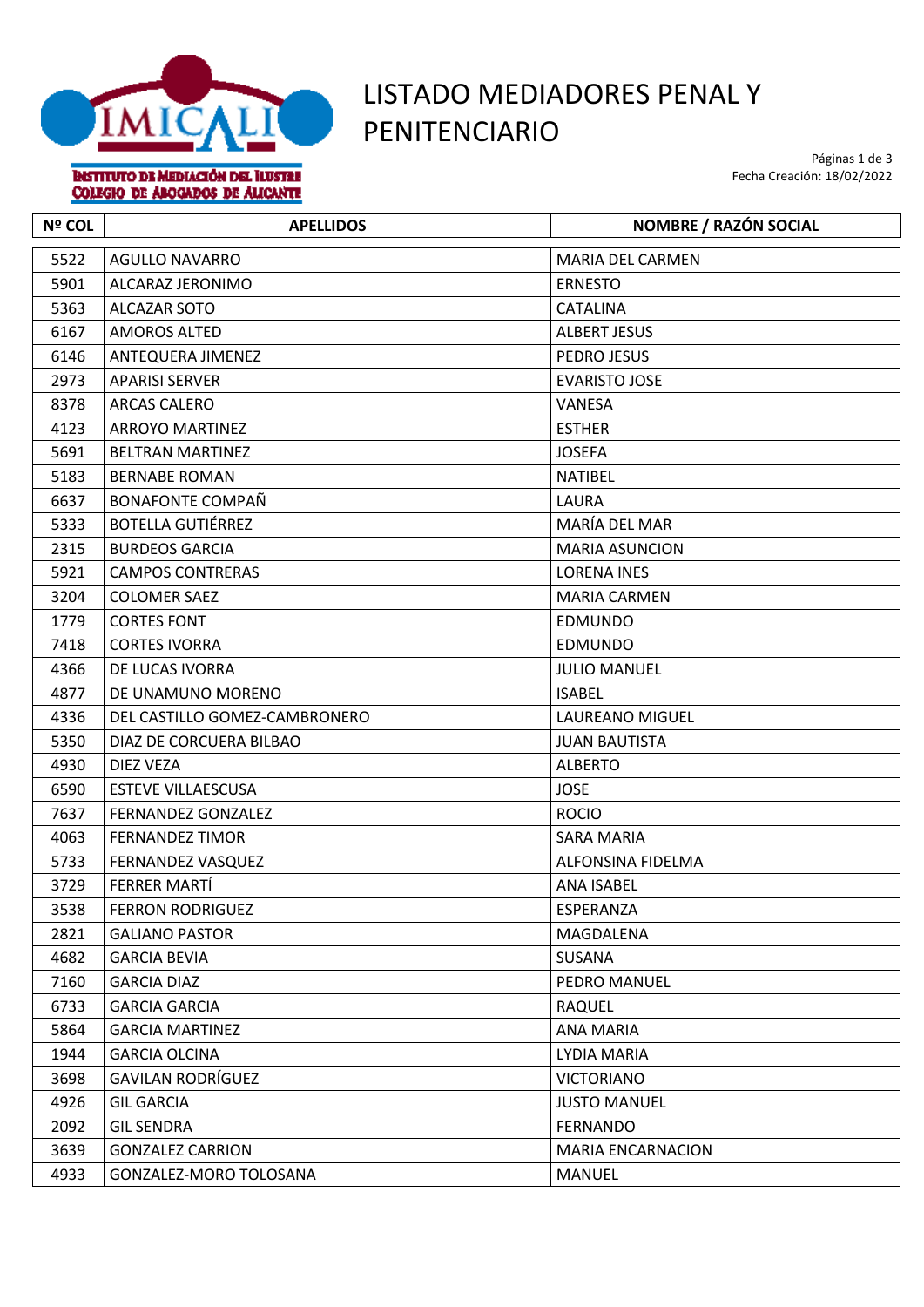# LISTADO MEDIADORES PENAL Y PENITENCIARIO

INSTITUTO DE MEDIACIÓN DEL ILUSTRE COLEGIO DE ABOGADOS DE ALICANTE

Fecha Creación: 18/02/2022

| Nº COL | APELLIDOS | NOMBRE / RAZÓN SOCIAL |
|---|---|---|
| 5522 | AGULLO NAVARRO | MARIA DEL CARMEN |
| 5901 | ALCARAZ JERONIMO | ERNESTO |
| 5363 | ALCAZAR SOTO | CATALINA |
| 6167 | AMOROS ALTED | ALBERT JESUS |
| 6146 | ANTEQUERA JIMENEZ | PEDRO JESUS |
| 2973 | APARISI SERVER | EVARISTO JOSE |
| 8378 | ARCAS CALERO | VANESA |
| 4123 | ARROYO MARTINEZ | ESTHER |
| 5691 | BELTRAN MARTINEZ | JOSEFA |
| 5183 | BERNABE ROMAN | NATIBEL |
| 6637 | BONAFONTE COMPAÑ | LAURA |
| 5333 | BOTELLA GUTIÉRREZ | MARÍA DEL MAR |
| 2315 | BURDEOS GARCIA | MARIA ASUNCION |
| 5921 | CAMPOS CONTRERAS | LORENA INES |
| 3204 | COLOMER SAEZ | MARIA CARMEN |
| 1779 | CORTES FONT | EDMUNDO |
| 7418 | CORTES IVORRA | EDMUNDO |
| 4366 | DE LUCAS IVORRA | JULIO MANUEL |
| 4877 | DE UNAMUNO MORENO | ISABEL |
| 4336 | DEL CASTILLO GOMEZ-CAMBRONERO | LAUREANO MIGUEL |
| 5350 | DIAZ DE CORCUERA BILBAO | JUAN BAUTISTA |
| 4930 | DIEZ VEZA | ALBERTO |
| 6590 | ESTEVE VILLAESCUSA | JOSE |
| 7637 | FERNANDEZ GONZALEZ | ROCIO |
| 4063 | FERNANDEZ TIMOR | SARA MARIA |
| 5733 | FERNANDEZ VASQUEZ | ALFONSINA FIDELMA |
| 3729 | FERRER MARTÍ | ANA ISABEL |
| 3538 | FERRON RODRIGUEZ | ESPERANZA |
| 2821 | GALIANO PASTOR | MAGDALENA |
| 4682 | GARCIA BEVIA | SUSANA |
| 7160 | GARCIA DIAZ | PEDRO MANUEL |
| 6733 | GARCIA GARCIA | RAQUEL |
| 5864 | GARCIA MARTINEZ | ANA MARIA |
| 1944 | GARCIA OLCINA | LYDIA MARIA |
| 3698 | GAVILAN RODRÍGUEZ | VICTORIANO |
| 4926 | GIL GARCIA | JUSTO MANUEL |
| 2092 | GIL SENDRA | FERNANDO |
| 3639 | GONZALEZ CARRION | MARIA ENCARNACION |
| 4933 | GONZALEZ-MORO TOLOSANA | MANUEL |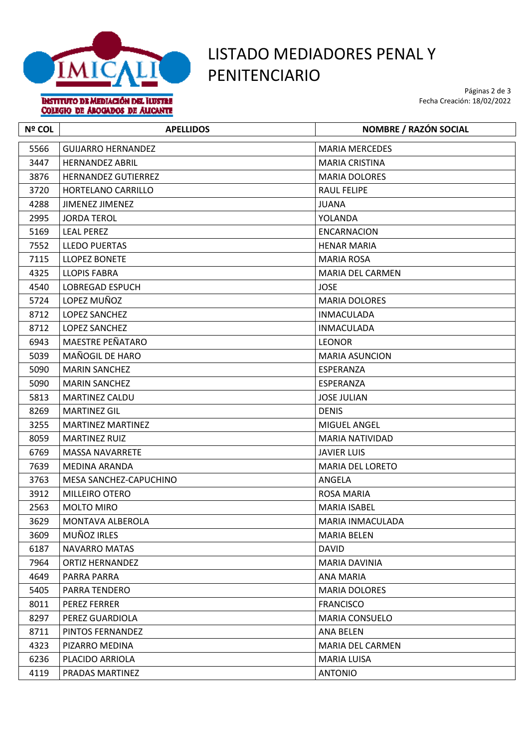# LISTADO MEDIADORES PENAL Y PENITENCIARIO

INSTITUTO DE MEDIACIÓN DEL ILUSTRE COLEGIO DE ABOGADOS DE ALICANTE

Fecha Creación: 18/02/2022

| Nº COL | APELLIDOS | NOMBRE / RAZÓN SOCIAL |
|---|---|---|
| 5566 | GUIJARRO HERNANDEZ | MARIA MERCEDES |
| 3447 | HERNANDEZ ABRIL | MARIA CRISTINA |
| 3876 | HERNANDEZ GUTIERREZ | MARIA DOLORES |
| 3720 | HORTELANO CARRILLO | RAUL FELIPE |
| 4288 | JIMENEZ JIMENEZ | JUANA |
| 2995 | JORDA TEROL | YOLANDA |
| 5169 | LEAL PEREZ | ENCARNACION |
| 7552 | LLEDO PUERTAS | HENAR MARIA |
| 7115 | LLOPEZ BONETE | MARIA ROSA |
| 4325 | LLOPIS FABRA | MARIA DEL CARMEN |
| 4540 | LOBREGAD ESPUCH | JOSE |
| 5724 | LOPEZ MUÑOZ | MARIA DOLORES |
| 8712 | LOPEZ SANCHEZ | INMACULADA |
| 8712 | LOPEZ SANCHEZ | INMACULADA |
| 6943 | MAESTRE PEÑATARO | LEONOR |
| 5039 | MAÑOGIL DE HARO | MARIA ASUNCION |
| 5090 | MARIN SANCHEZ | ESPERANZA |
| 5090 | MARIN SANCHEZ | ESPERANZA |
| 5813 | MARTINEZ CALDU | JOSE JULIAN |
| 8269 | MARTINEZ GIL | DENIS |
| 3255 | MARTINEZ MARTINEZ | MIGUEL ANGEL |
| 8059 | MARTINEZ RUIZ | MARIA NATIVIDAD |
| 6769 | MASSA NAVARRETE | JAVIER LUIS |
| 7639 | MEDINA ARANDA | MARIA DEL LORETO |
| 3763 | MESA SANCHEZ-CAPUCHINO | ANGELA |
| 3912 | MILLEIRO OTERO | ROSA MARIA |
| 2563 | MOLTO MIRO | MARIA ISABEL |
| 3629 | MONTAVA ALBEROLA | MARIA INMACULADA |
| 3609 | MUÑOZ IRLES | MARIA BELEN |
| 6187 | NAVARRO MATAS | DAVID |
| 7964 | ORTIZ HERNANDEZ | MARIA DAVINIA |
| 4649 | PARRA PARRA | ANA MARIA |
| 5405 | PARRA TENDERO | MARIA DOLORES |
| 8011 | PEREZ FERRER | FRANCISCO |
| 8297 | PEREZ GUARDIOLA | MARIA CONSUELO |
| 8711 | PINTOS FERNANDEZ | ANA BELEN |
| 4323 | PIZARRO MEDINA | MARIA DEL CARMEN |
| 6236 | PLACIDO ARRIOLA | MARIA LUISA |
| 4119 | PRADAS MARTINEZ | ANTONIO |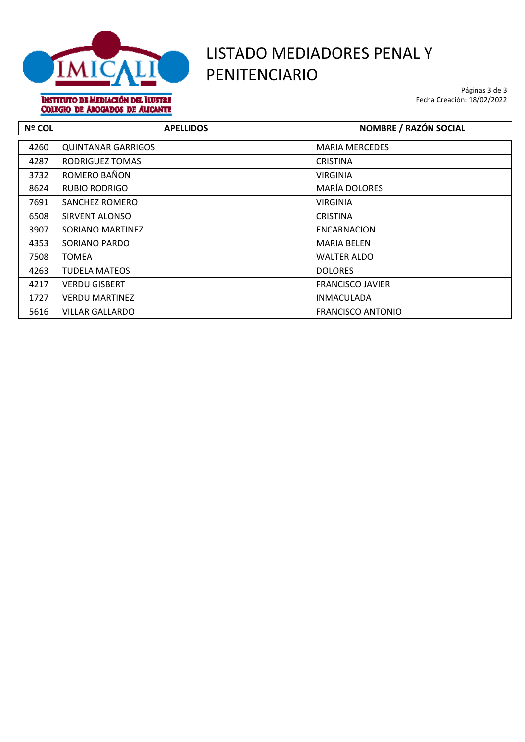# LISTADO MEDIADORES PENAL Y PENITENCIARIO

INSTITUTO DE MEDIACIÓN DEL ILUSTRE COLEGIO DE ABOGADOS DE ALICANTE

Fecha Creación: 18/02/2022

| Nº COL | APELLIDOS | NOMBRE / RAZÓN SOCIAL |
|---|---|---|
| 4260 | QUINTANAR GARRIGOS | MARIA MERCEDES |
| 4287 | RODRIGUEZ TOMAS | CRISTINA |
| 3732 | ROMERO BAÑON | VIRGINIA |
| 8624 | RUBIO RODRIGO | MARÍA DOLORES |
| 7691 | SANCHEZ ROMERO | VIRGINIA |
| 6508 | SIRVENT ALONSO | CRISTINA |
| 3907 | SORIANO MARTINEZ | ENCARNACION |
| 4353 | SORIANO PARDO | MARIA BELEN |
| 7508 | TOMEA | WALTER ALDO |
| 4263 | TUDELA MATEOS | DOLORES |
| 4217 | VERDU GISBERT | FRANCISCO JAVIER |
| 1727 | VERDU MARTINEZ | INMACULADA |
| 5616 | VILLAR GALLARDO | FRANCISCO ANTONIO |